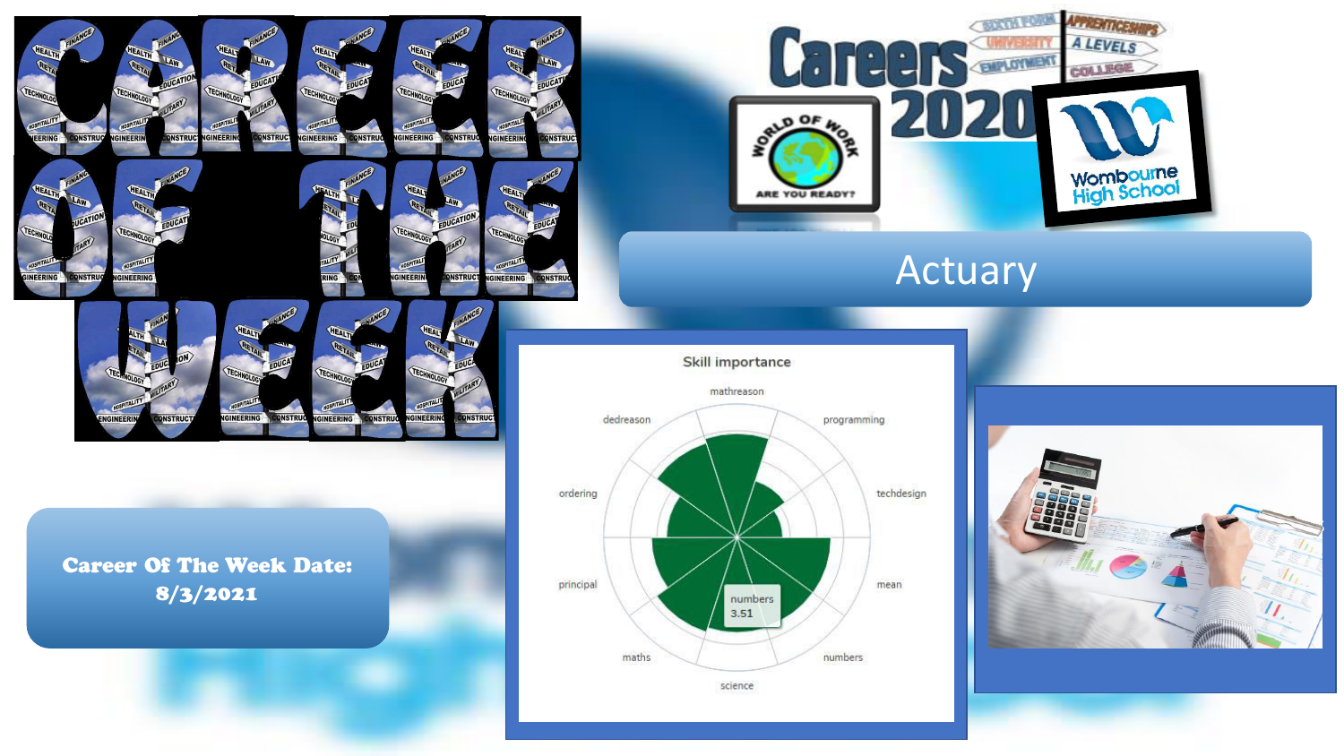# CAREER OF THE WEEK

Careers 2020

SIXTH FORM | UNIVERSITY | EMPLOYMENT | APPRENTICESHIPS | A LEVELS | COLLEGE

WORLD OF WORK — ARE YOU READY?

Wombourne High School

## Actuary

**Career Of The Week Date: 8/3/2021**

Skill importance

mathreason, programming, techdesign, mean, numbers, science, maths, principal, ordering, dedreason

numbers 3.51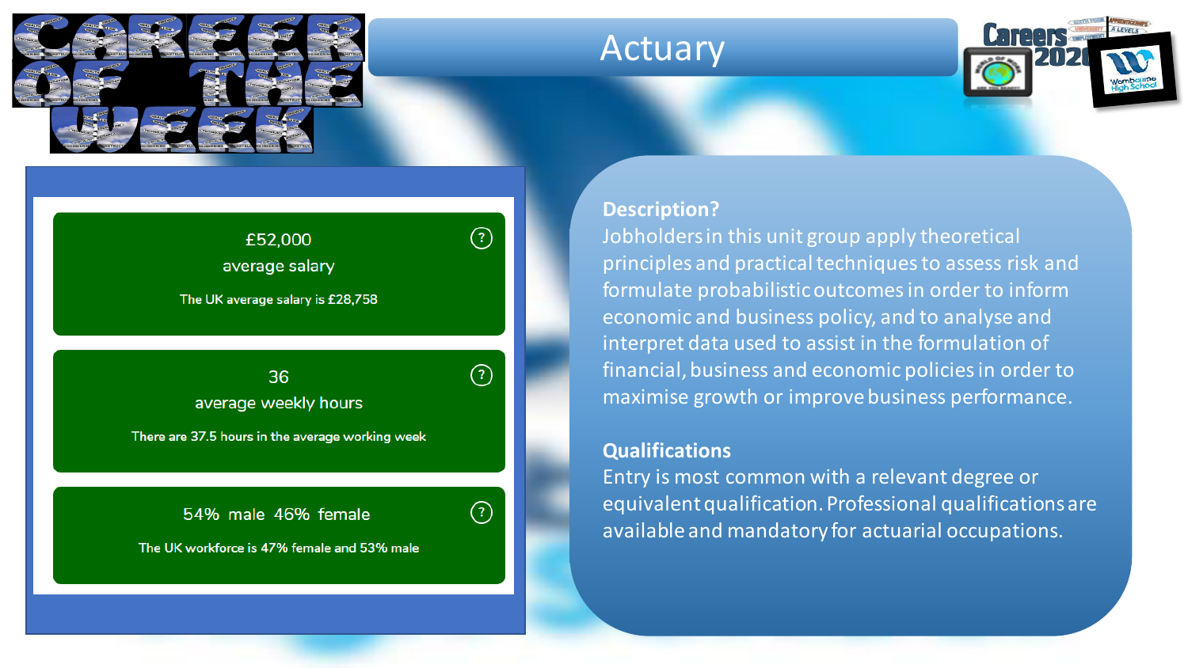# Actuary

Career of the Week

£52,000
average salary

The UK average salary is £28,758

36
average weekly hours

There are 37.5 hours in the average working week

54% male 46% female

The UK workforce is 47% female and 53% male

**Description?**

Jobholders in this unit group apply theoretical principles and practical techniques to assess risk and formulate probabilistic outcomes in order to inform economic and business policy, and to analyse and interpret data used to assist in the formulation of financial, business and economic policies in order to maximise growth or improve business performance.

**Qualifications**

Entry is most common with a relevant degree or equivalent qualification. Professional qualifications are available and mandatory for actuarial occupations.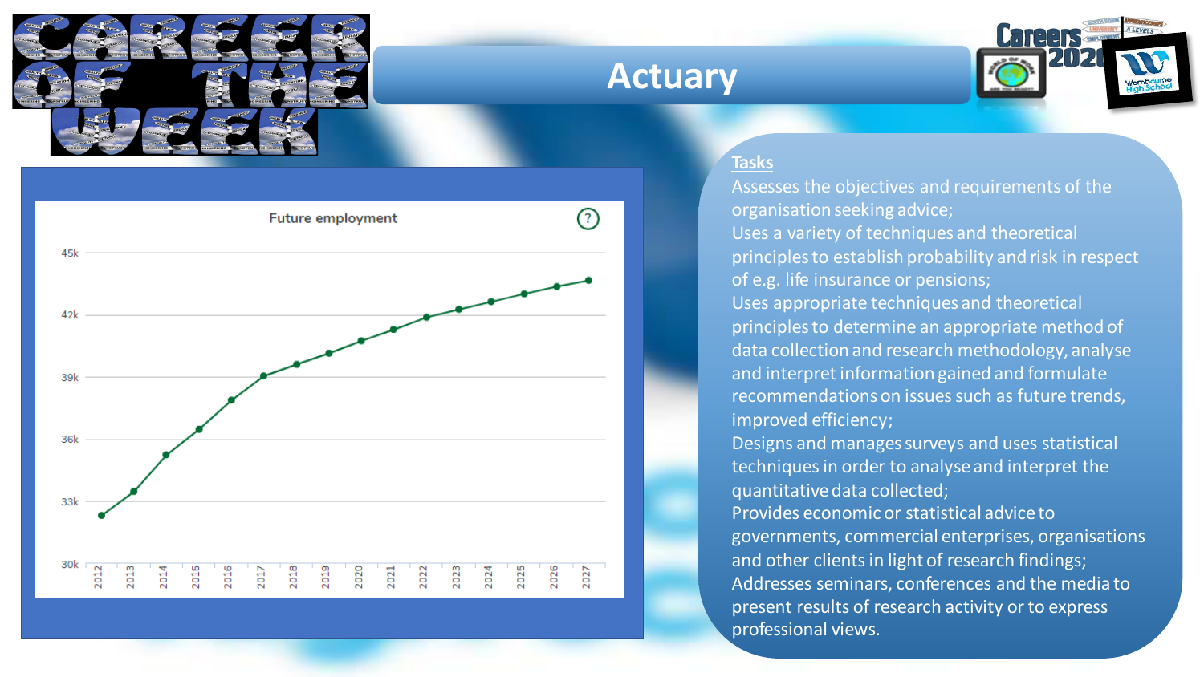# Actuary

Future employment

45k
42k
39k
36k
33k
30k

2012 2013 2014 2015 2016 2017 2018 2019 2020 2021 2022 2023 2024 2025 2026 2027

## Tasks

Assesses the objectives and requirements of the organisation seeking advice;
Uses a variety of techniques and theoretical principles to establish probability and risk in respect of e.g. life insurance or pensions;
Uses appropriate techniques and theoretical principles to determine an appropriate method of data collection and research methodology, analyse and interpret information gained and formulate recommendations on issues such as future trends, improved efficiency;
Designs and manages surveys and uses statistical techniques in order to analyse and interpret the quantitative data collected;
Provides economic or statistical advice to governments, commercial enterprises, organisations and other clients in light of research findings;
Addresses seminars, conferences and the media to present results of research activity or to express professional views.